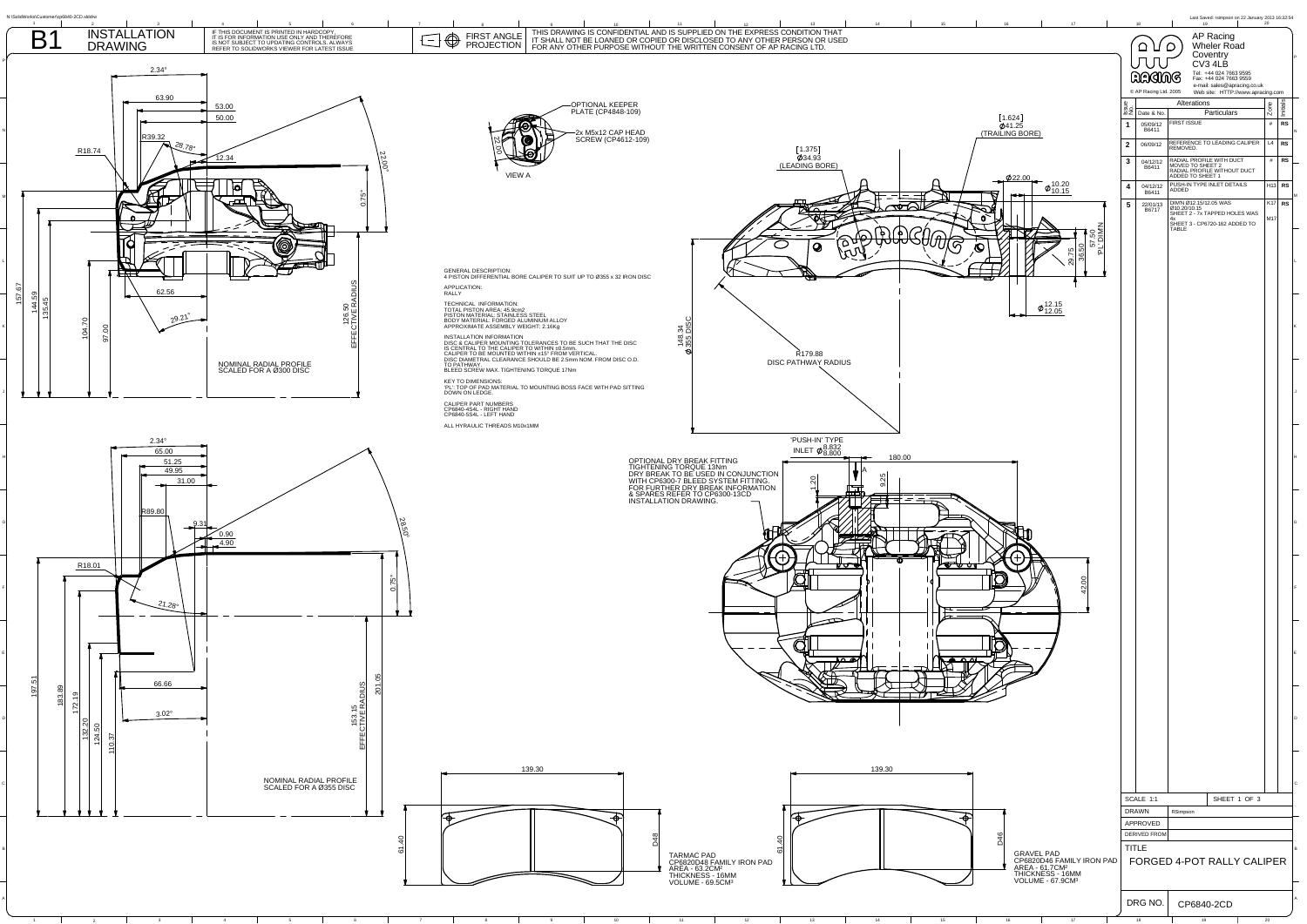# B1 INSTALLATION DRAWING

IF THIS DOCUMENT IS PRINTED IN HARDCOPY IT IS FOR INFORMATION USE ONLY AND THEREFORE IS NOT SUBJECT TO UPDATING CONTROLS. ALWAYS REFER TO SOLIDWORKS VIEWER FOR LATEST ISSUE

FIRST ANGLE PROJECTION

THIS DRAWING IS CONFIDENTIAL AND IS SUPPLIED ON THE EXPRESS CONDITION THAT IT SHALL NOT BE LOANED OR COPIED OR DISCLOSED TO ANY OTHER PERSON OR USED FOR ANY OTHER PURPOSE WITHOUT THE WRITTEN CONSENT OF AP RACING LTD.

AP Racing
Wheler Road
Coventry
CV3 4LB
Tel: +44 024 7663 9595
Fax: +44 024 7663 9559
e-mail: sales@apracing.co.uk
Web site: HTTP://www.apracing.com

© AP Racing Ltd. 2005

| Issue No. | Date & No. | Particulars | Zone | Initials |
|---|---|---|---|---|
| 1 | 05/09/12 B6411 | FIRST ISSUE | # | RS |
| 2 | 06/09/12 | REFERENCE TO LEADING CALIPER REMOVED. | L4 | RS |
| 3 | 04/12/12 B6411 | RADIAL PROFILE WITH DUCT MOVED TO SHEET 2 RADIAL PROFILE WITHOUT DUCT ADDED TO SHEET 1 | # | RS |
| 4 | 04/12/12 B6411 | PUSH-IN TYPE INLET DETAILS ADDED | H13 | RS |
| 5 | 22/01/13 B6717 | DIMN Ø12.15/12.05 WAS Ø10.20/10.15 SHEET 2 - 7x TAPPED HOLES WAS 4x SHEET 3 - CP6720-182 ADDED TO TABLE | K17 M17 | RS |

GENERAL DESCRIPTION:
4 PISTON DIFFERENTIAL BORE CALIPER TO SUIT UP TO Ø355 x 32 IRON DISC

APPLICATION:
RALLY

TECHNICAL INFORMATION:
TOTAL PISTON AREA: 45.9cm2
PISTON MATERIAL: STAINLESS STEEL
BODY MATERIAL: FORGED ALUMINIUM ALLOY
APPROXIMATE ASSEMBLY WEIGHT: 2.16Kg

INSTALLATION INFORMATION
DISC & CALIPER MOUNTING TOLERANCES TO BE SUCH THAT THE DISC IS CENTRAL TO THE CALIPER TO WITHIN ±0.5mm.
CALIPER TO BE MOUNTED WITHIN ±15° FROM VERTICAL.
DISC DIAMETRAL CLEARANCE SHOULD BE 2.5mm NOM. FROM DISC O.D. TO PATHWAY.
BLEED SCREW MAX. TIGHTENING TORQUE 17Nm

KEY TO DIMENSIONS:
'PL': TOP OF PAD MATERIAL TO MOUNTING BOSS FACE WITH PAD SITTING DOWN ON LEDGE.

CALIPER PART NUMBERS
CP6840-4S4L - RIGHT HAND
CP6840-5S4L - LEFT HAND

ALL HYRAULIC THREADS M10x1MM

NOMINAL RADIAL PROFILE SCALED FOR A Ø300 DISC

NOMINAL RADIAL PROFILE SCALED FOR A Ø355 DISC

OPTIONAL KEEPER PLATE (CP4848-109)
2x M5x12 CAP HEAD SCREW (CP4612-109)
VIEW A

[1.375] Ø34.93 (LEADING BORE)
[1.624] Ø41.25 (TRAILING BORE)
Ø22.00
Ø 10.20/10.15
Ø 12.15/12.05
57.50 'PL' DIMN
R179.88 DISC PATHWAY RADIUS
148.34 Ø355 DISC

'PUSH-IN' TYPE INLET Ø 8.832/8.800

OPTIONAL DRY BREAK FITTING TIGHTENING TORQUE 13Nm
DRY BREAK TO BE USED IN CONJUNCTION WITH CP6300-7 BLEED SYSTEM FITTING. FOR FURTHER DRY BREAK INFORMATION & SPARES REFER TO CP6300-13CD INSTALLATION DRAWING.

TARMAC PAD
CP6820D48 FAMILY IRON PAD
AREA - 63.2CM²
THICKNESS - 16MM
VOLUME - 69.5CM³

GRAVEL PAD
CP6820D46 FAMILY IRON PAD
AREA - 61.7CM²
THICKNESS - 16MM
VOLUME - 67.9CM³

SCALE 1:1 SHEET 1 OF 3
DRAWN: RSimpson
APPROVED
DERIVED FROM
TITLE: FORGED 4-POT RALLY CALIPER
DRG NO. CP6840-2CD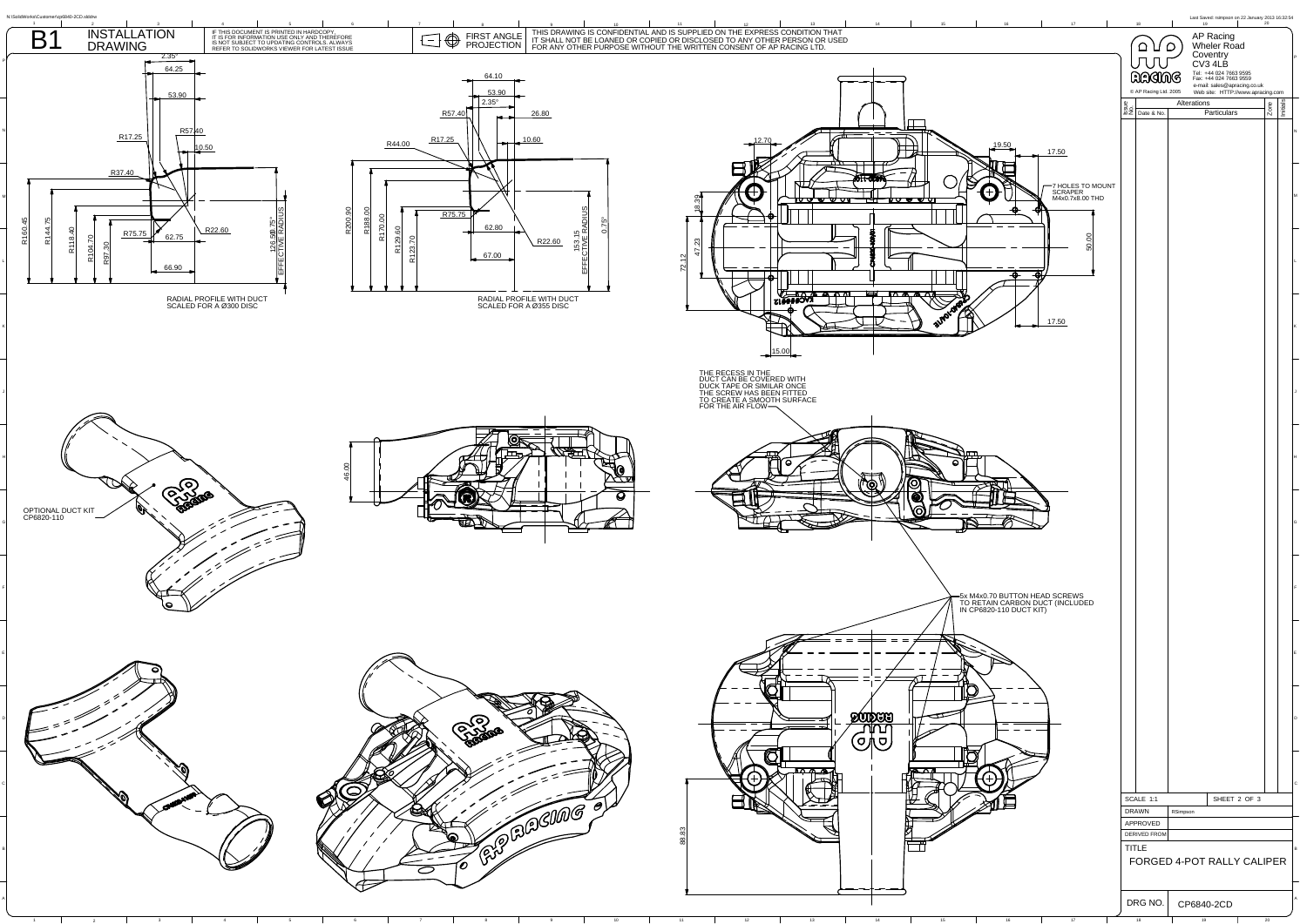# B1 INSTALLATION DRAWING

IF THIS DOCUMENT IS PRINTED IN HARDCOPY IT IS FOR INFORMATION USE ONLY AND THEREFORE IS NOT SUBJECT TO UPDATING CONTROLS. ALWAYS REFER TO SOLIDWORKS VIEWER FOR LATEST ISSUE

FIRST ANGLE PROJECTION

THIS DRAWING IS CONFIDENTIAL AND IS SUPPLIED ON THE EXPRESS CONDITION THAT IT SHALL NOT BE LOANED OR COPIED OR DISCLOSED TO ANY OTHER PERSON OR USED FOR ANY OTHER PURPOSE WITHOUT THE WRITTEN CONSENT OF AP RACING LTD.

AP Racing
Wheler Road
Coventry
CV3 4LB
Tel: +44 024 7663 9595
Fax: +44 024 7663 9559
e-mail: sales@apracing.co.uk
Web site: HTTP://www.apracing.com

© AP Racing Ltd. 2005

| Issue No. | Date & No. | Alterations Particulars | Zone | Initials |
|---|---|---|---|---|

RADIAL PROFILE WITH DUCT SCALED FOR A Ø300 DISC

2.35°, 64.25, 53.90, R57.40, R17.25, 10.50, R37.40, R160.45, R144.75, R118.40, R104.70, R97.30, R75.75, 62.75, R22.60, 66.90, 126.50, 0.75° EFFECTIVE RADIUS

RADIAL PROFILE WITH DUCT SCALED FOR A Ø355 DISC

64.10, 53.90, 2.35°, R57.40, 26.80, R44.00, R17.25, 10.60, R200.90, R188.00, R170.00, R129.60, R123.70, R75.75, 62.80, R22.60, 67.00, 153.15 EFFECTIVE RADIUS, 0.75°

12.70, 19.50, 17.50, 18.39, 47.23, 72.12, 50.00, 17.50, 15.00

7 HOLES TO MOUNT SCRAPER M4x0.7x8.00 THD

THE RECESS IN THE DUCT CAN BE COVERED WITH DUCK TAPE OR SIMILAR ONCE THE SCREW HAS BEEN FITTED TO CREATE A SMOOTH SURFACE FOR THE AIR FLOW

46.00

OPTIONAL DUCT KIT CP6820-110

5x M4x0.70 BUTTON HEAD SCREWS TO RETAIN CARBON DUCT (INCLUDED IN CP6820-110 DUCT KIT)

88.83

| | |
|---|---|
| SCALE 1:1 | SHEET 2 OF 3 |
| DRAWN | RSimpson |
| APPROVED | |
| DERIVED FROM | |
| TITLE | FORGED 4-POT RALLY CALIPER |
| DRG NO. | CP6840-2CD |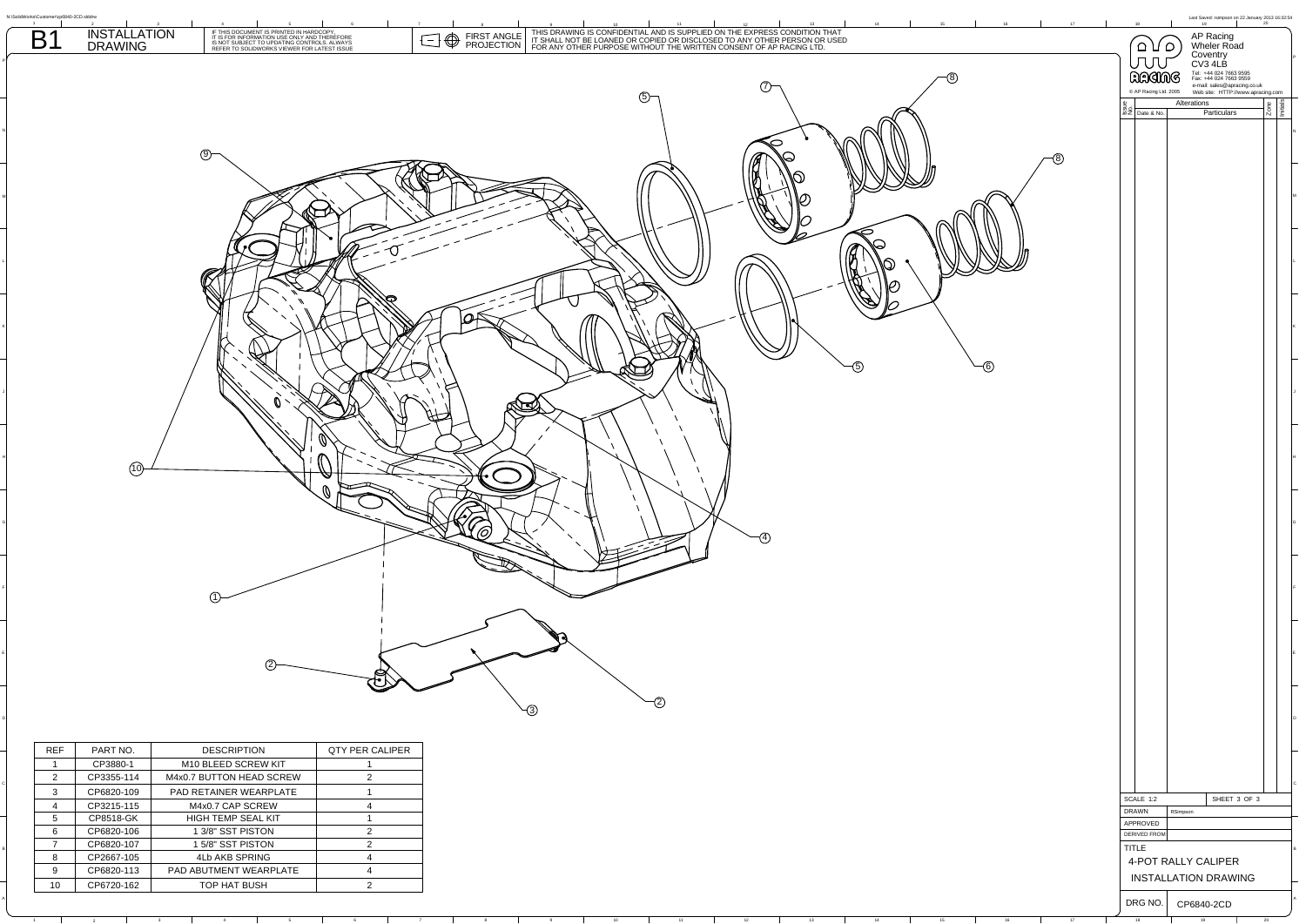B1 INSTALLATION DRAWING

IF THIS DOCUMENT IS PRINTED IN HARDCOPY IT IS FOR INFORMATION USE ONLY AND THEREFORE IS NOT SUBJECT TO UPDATING CONTROLS. ALWAYS REFER TO SOLIDWORKS VIEWER FOR LATEST ISSUE

FIRST ANGLE PROJECTION

THIS DRAWING IS CONFIDENTIAL AND IS SUPPLIED ON THE EXPRESS CONDITION THAT IT SHALL NOT BE LOANED OR COPIED OR DISCLOSED TO ANY OTHER PERSON OR USED FOR ANY OTHER PURPOSE WITHOUT THE WRITTEN CONSENT OF AP RACING LTD.

AP Racing
Wheler Road
Coventry
CV3 4LB
Tel: +44 024 7663 9595
Fax: +44 024 7663 9559
e-mail: sales@apracing.co.uk
Web site: HTTP://www.apracing.com
© AP Racing Ltd. 2005

| Issue No. | Date & No. | Alterations Particulars | Zone | Initials |
|---|---|---|---|---|

| REF | PART NO. | DESCRIPTION | QTY PER CALIPER |
|---|---|---|---|
| 1 | CP3880-1 | M10 BLEED SCREW KIT | 1 |
| 2 | CP3355-114 | M4x0.7 BUTTON HEAD SCREW | 2 |
| 3 | CP6820-109 | PAD RETAINER WEARPLATE | 1 |
| 4 | CP3215-115 | M4x0.7 CAP SCREW | 4 |
| 5 | CP8518-GK | HIGH TEMP SEAL KIT | 1 |
| 6 | CP6820-106 | 1 3/8" SST PISTON | 2 |
| 7 | CP6820-107 | 1 5/8" SST PISTON | 2 |
| 8 | CP2667-105 | 4Lb AKB SPRING | 4 |
| 9 | CP6820-113 | PAD ABUTMENT WEARPLATE | 4 |
| 10 | CP6720-162 | TOP HAT BUSH | 2 |

SCALE 1:2 SHEET 3 OF 3
DRAWN RSimpson
APPROVED
DERIVED FROM
TITLE
4-POT RALLY CALIPER
INSTALLATION DRAWING
DRG NO. CP6840-2CD